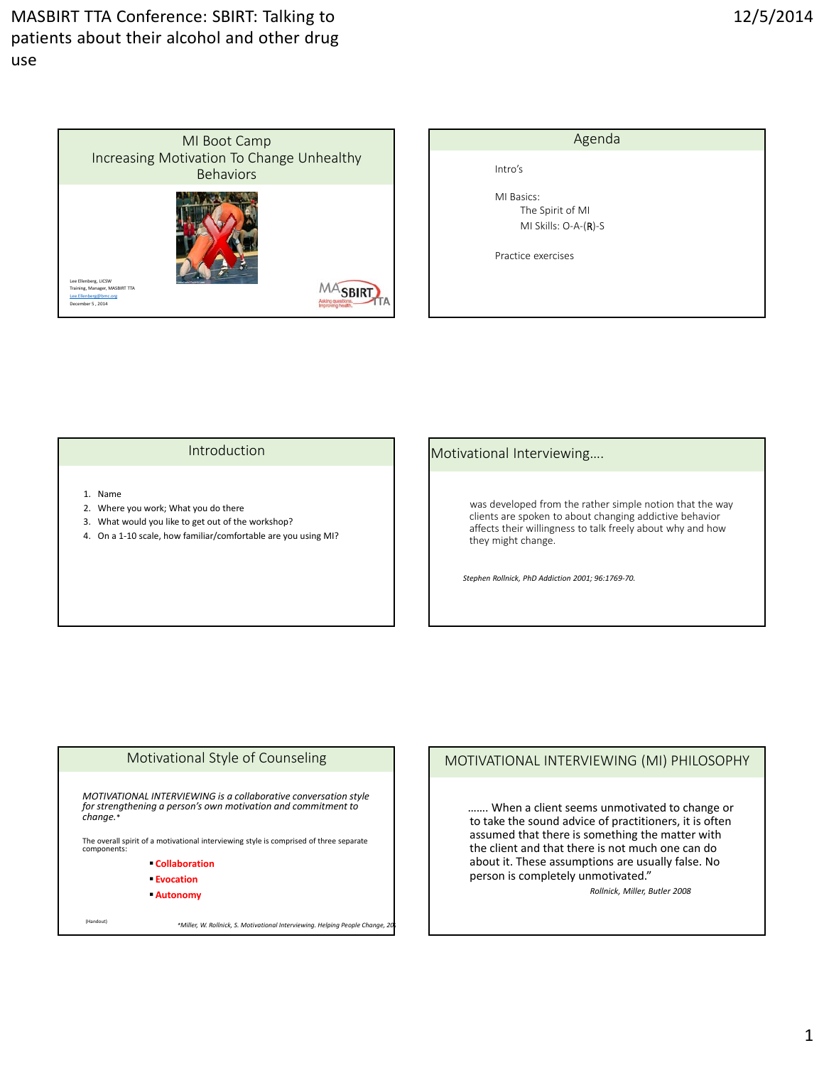## MI Boot Camp
## Increasing Motivation To Change Unhealthy Behaviors

Lee Ellenberg, LICSW
Training, Manager, MASBIRT TTA
Lee.Ellenberg@bmc.org
December 5 , 2014

MASBIRT TTA
Asking questions. Improving health.

## Agenda

Intro's

MI Basics:
- The Spirit of MI
- MI Skills: O-A-(**R**)-S

Practice exercises

## Introduction

1. Name
2. Where you work; What you do there
3. What would you like to get out of the workshop?
4. On a 1-10 scale, how familiar/comfortable are you using MI?

## Motivational Interviewing….

was developed from the rather simple notion that the way clients are spoken to about changing addictive behavior affects their willingness to talk freely about why and how they might change.

*Stephen Rollnick, PhD Addiction 2001; 96:1769-70.*

## Motivational Style of Counseling

*MOTIVATIONAL INTERVIEWING is a collaborative conversation style for strengthening a person's own motivation and commitment to change.**

The overall spirit of a motivational interviewing style is comprised of three separate components:

- **Collaboration**
- **Evocation**
- **Autonomy**

(Handout)

**Miller, W. Rollnick, S. Motivational Interviewing. Helping People Change, 20*

## MOTIVATIONAL INTERVIEWING (MI) PHILOSOPHY

……. When a client seems unmotivated to change or to take the sound advice of practitioners, it is often assumed that there is something the matter with the client and that there is not much one can do about it. These assumptions are usually false. No person is completely unmotivated."

*Rollnick, Miller, Butler 2008*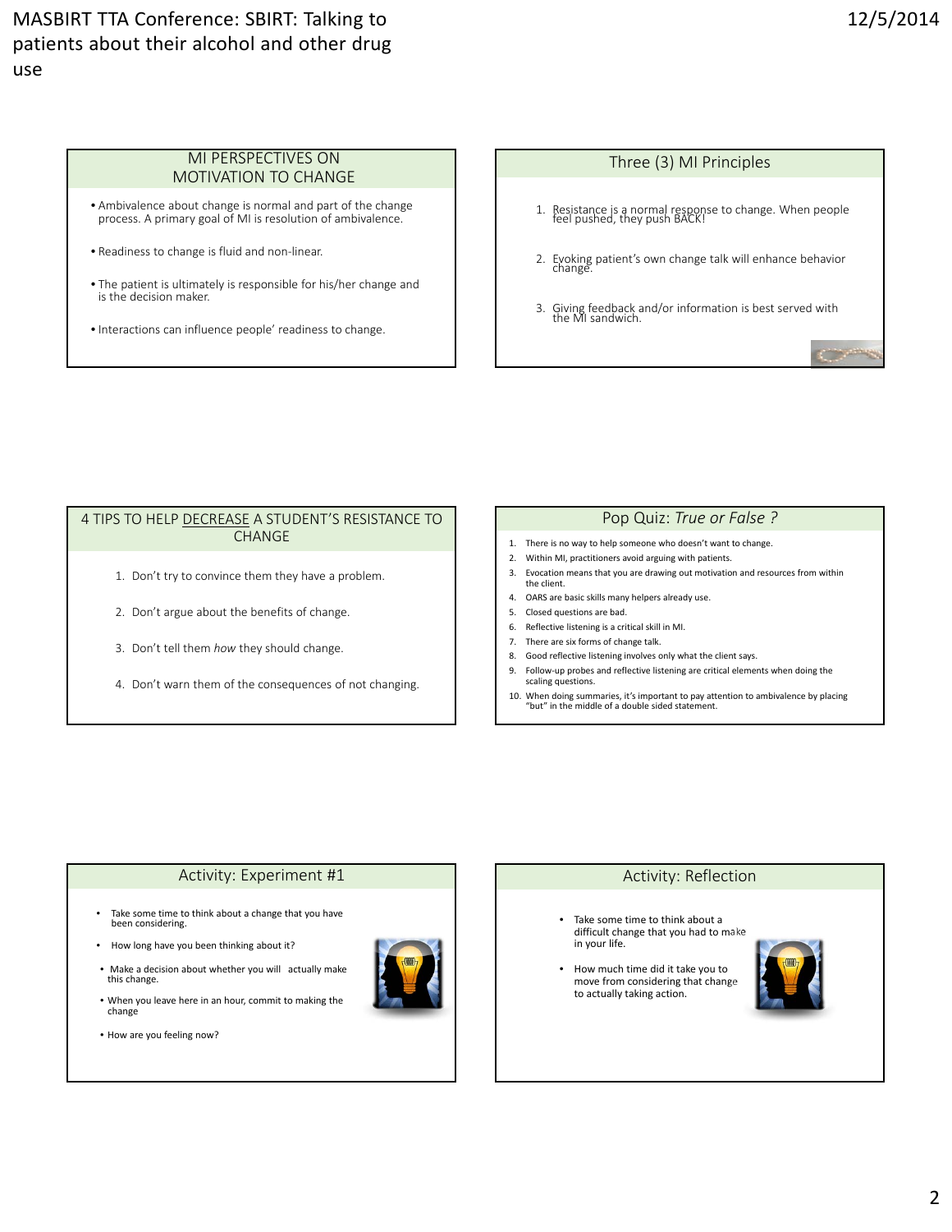## MI PERSPECTIVES ON MOTIVATION TO CHANGE

- Ambivalence about change is normal and part of the change process. A primary goal of MI is resolution of ambivalence.
- Readiness to change is fluid and non-linear.
- The patient is ultimately is responsible for his/her change and is the decision maker.
- Interactions can influence people' readiness to change.

## Three (3) MI Principles

1. Resistance is a normal response to change. When people feel pushed, they push BACK!
2. Evoking patient's own change talk will enhance behavior change.
3. Giving feedback and/or information is best served with the MI sandwich.

## 4 TIPS TO HELP DECREASE A STUDENT'S RESISTANCE TO CHANGE

1. Don't try to convince them they have a problem.
2. Don't argue about the benefits of change.
3. Don't tell them *how* they should change.
4. Don't warn them of the consequences of not changing.

## Pop Quiz: *True or False ?*

1. There is no way to help someone who doesn't want to change.
2. Within MI, practitioners avoid arguing with patients.
3. Evocation means that you are drawing out motivation and resources from within the client.
4. OARS are basic skills many helpers already use.
5. Closed questions are bad.
6. Reflective listening is a critical skill in MI.
7. There are six forms of change talk.
8. Good reflective listening involves only what the client says.
9. Follow-up probes and reflective listening are critical elements when doing the scaling questions.
10. When doing summaries, it's important to pay attention to ambivalence by placing "but" in the middle of a double sided statement.

## Activity: Experiment #1

- Take some time to think about a change that you have been considering.
- How long have you been thinking about it?
- Make a decision about whether you will actually make this change.
- When you leave here in an hour, commit to making the change
- How are you feeling now?

## Activity: Reflection

- Take some time to think about a difficult change that you had to make in your life.
- How much time did it take you to move from considering that change to actually taking action.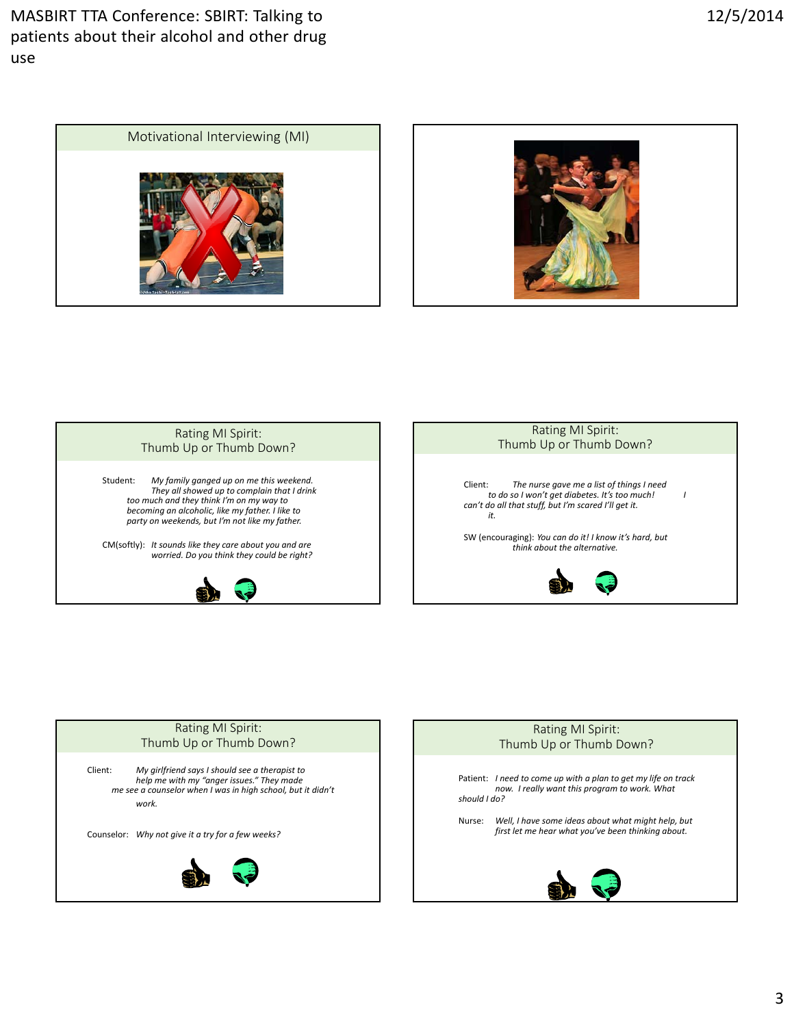## Motivational Interviewing (MI)

## Rating MI Spirit: Thumb Up or Thumb Down?

Student: *My family ganged up on me this weekend. They all showed up to complain that I drink too much and they think I'm on my way to becoming an alcoholic, like my father. I like to party on weekends, but I'm not like my father.*

CM(softly): *It sounds like they care about you and are worried. Do you think they could be right?*

## Rating MI Spirit: Thumb Up or Thumb Down?

Client: *The nurse gave me a list of things I need to do so I won't get diabetes. It's too much! I can't do all that stuff, but I'm scared I'll get it.*

SW (encouraging): *You can do it! I know it's hard, but think about the alternative.*

## Rating MI Spirit: Thumb Up or Thumb Down?

Client: *My girlfriend says I should see a therapist to help me with my "anger issues." They made me see a counselor when I was in high school, but it didn't work.*

Counselor: *Why not give it a try for a few weeks?*

## Rating MI Spirit: Thumb Up or Thumb Down?

Patient: *I need to come up with a plan to get my life on track now. I really want this program to work. What should I do?*

Nurse: *Well, I have some ideas about what might help, but first let me hear what you've been thinking about.*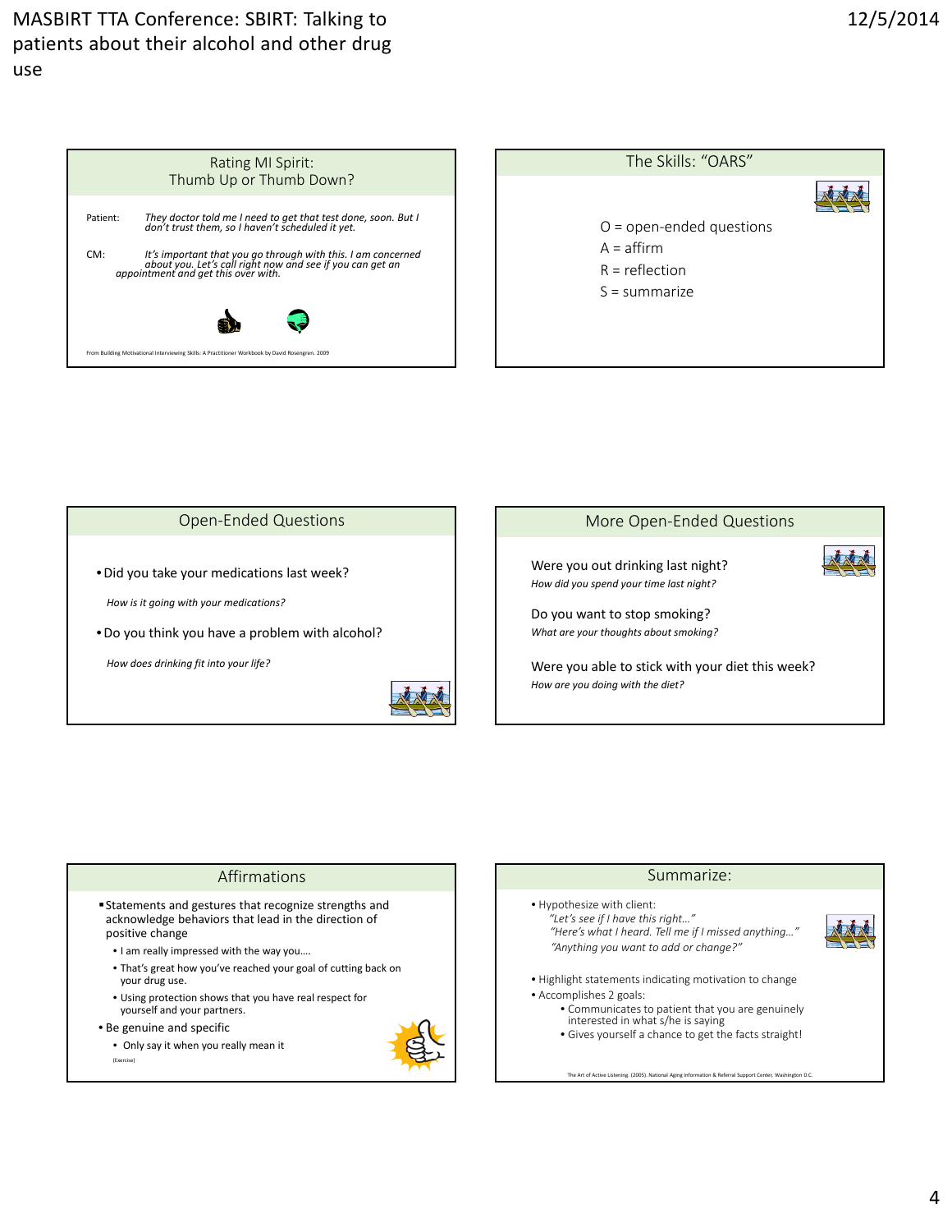## Rating MI Spirit: Thumb Up or Thumb Down?

Patient: *They doctor told me I need to get that test done, soon. But I don't trust them, so I haven't scheduled it yet.*

CM: *It's important that you go through with this. I am concerned about you. Let's call right now and see if you can get an appointment and get this over with.*

From Building Motivational Interviewing Skills: A Practitioner Workbook by David Rosengren. 2009

## The Skills: "OARS"

O = open-ended questions
A = affirm
R = reflection
S = summarize

## Open-Ended Questions

- Did you take your medications last week?

  *How is it going with your medications?*

- Do you think you have a problem with alcohol?

  *How does drinking fit into your life?*

## More Open-Ended Questions

Were you out drinking last night?
*How did you spend your time last night?*

Do you want to stop smoking?
*What are your thoughts about smoking?*

Were you able to stick with your diet this week?
*How are you doing with the diet?*

## Affirmations

- Statements and gestures that recognize strengths and acknowledge behaviors that lead in the direction of positive change
  - I am really impressed with the way you….
  - That's great how you've reached your goal of cutting back on your drug use.
  - Using protection shows that you have real respect for yourself and your partners.
- Be genuine and specific
  - Only say it when you really mean it

(Exercise)

## Summarize:

- Hypothesize with client:
  *"Let's see if I have this right…"*
  *"Here's what I heard. Tell me if I missed anything…"*
  *"Anything you want to add or change?"*
- Highlight statements indicating motivation to change
- Accomplishes 2 goals:
  - Communicates to patient that you are genuinely interested in what s/he is saying
  - Gives yourself a chance to get the facts straight!

The Art of Active Listening. (2005). National Aging Information & Referral Support Center, Washington D.C.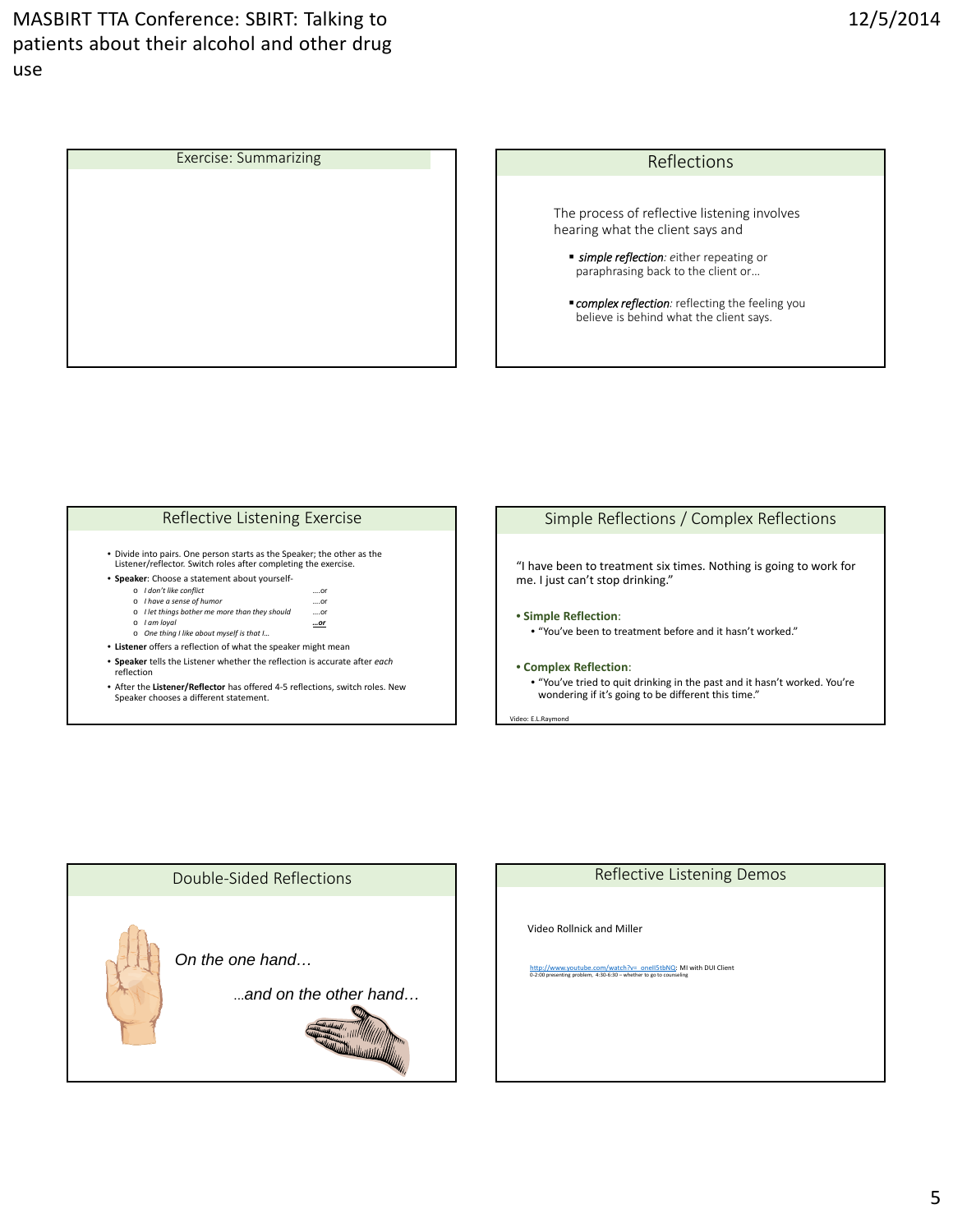## Exercise: Summarizing

## Reflections

The process of reflective listening involves hearing what the client says and

- *simple reflection: e*ither repeating or paraphrasing back to the client or…
- *complex reflection:* reflecting the feeling you believe is behind what the client says.

## Reflective Listening Exercise

- Divide into pairs. One person starts as the Speaker; the other as the Listener/reflector. Switch roles after completing the exercise.
- **Speaker**: Choose a statement about yourself-
  - *I don't like conflict* ….or
  - *I have a sense of humor* ….or
  - *I let things bother me more than they should* ….or
  - *I am loyal* **…or**
  - *One thing I like about myself is that I…*
- **Listener** offers a reflection of what the speaker might mean
- **Speaker** tells the Listener whether the reflection is accurate after *each* reflection
- After the **Listener/Reflector** has offered 4-5 reflections, switch roles. New Speaker chooses a different statement.

## Simple Reflections / Complex Reflections

"I have been to treatment six times. Nothing is going to work for me. I just can't stop drinking."

- **Simple Reflection**:
  - "You've been to treatment before and it hasn't worked."
- **Complex Reflection**:
  - "You've tried to quit drinking in the past and it hasn't worked. You're wondering if it's going to be different this time."

Video: E.L.Raymond

## Double-Sided Reflections

*On the one hand…*

*…and on the other hand…*

## Reflective Listening Demos

Video Rollnick and Miller

http://www.youtube.com/watch?v=_oneII5tbNQ: MI with DUI Client
0-2:00 presenting problem, 4:30-6:30 – whether to go to counseling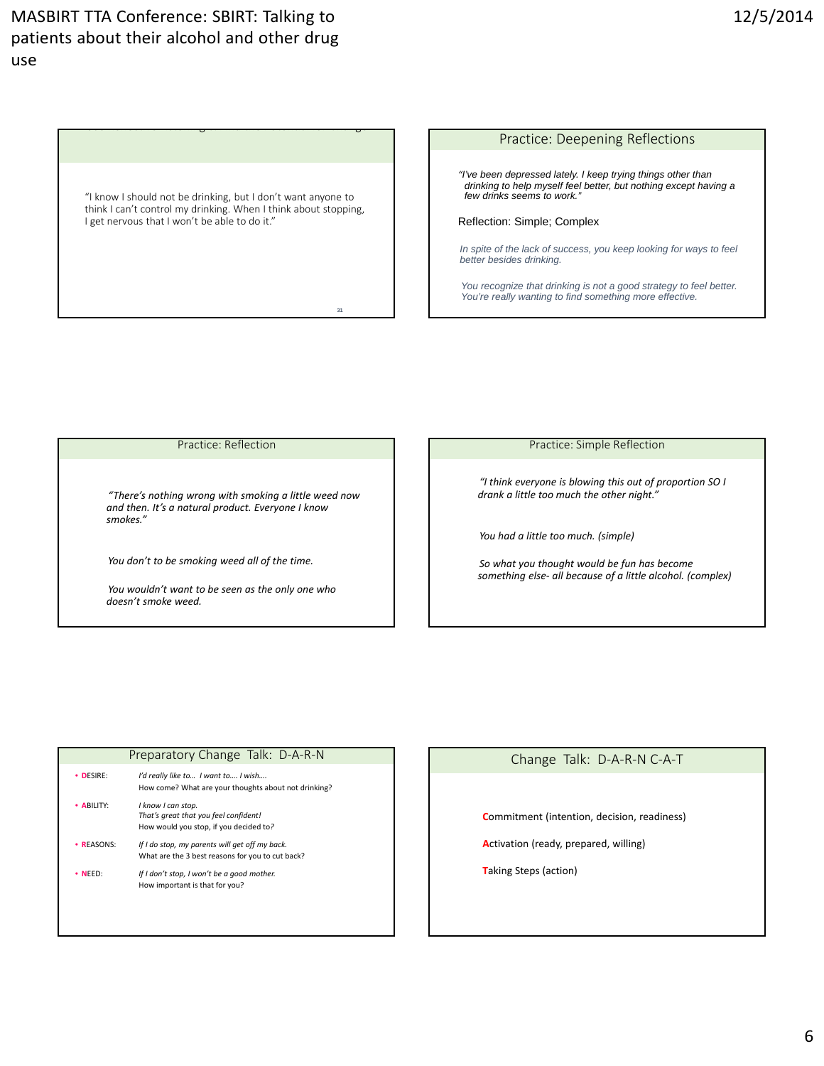"I know I should not be drinking, but I don't want anyone to think I can't control my drinking. When I think about stopping, I get nervous that I won't be able to do it."

## Practice: Deepening Reflections

*"I've been depressed lately. I keep trying things other than drinking to help myself feel better, but nothing except having a few drinks seems to work."*

Reflection: Simple; Complex

*In spite of the lack of success, you keep looking for ways to feel better besides drinking.*

*You recognize that drinking is not a good strategy to feel better. You're really wanting to find something more effective.*

## Practice: Reflection

*"There's nothing wrong with smoking a little weed now and then. It's a natural product. Everyone I know smokes."*

*You don't to be smoking weed all of the time.*

*You wouldn't want to be seen as the only one who doesn't smoke weed.*

## Practice: Simple Reflection

*"I think everyone is blowing this out of proportion SO I drank a little too much the other night."*

*You had a little too much. (simple)*

*So what you thought would be fun has become something else- all because of a little alcohol. (complex)*

## Preparatory Change Talk: D-A-R-N

- **D**ESIRE: *I'd really like to… I want to…. I wish….*
  How come? What are your thoughts about not drinking?
- **A**BILITY: *I know I can stop.*
  *That's great that you feel confident!*
  How would you stop, if you decided to?
- **R**EASONS: *If I do stop, my parents will get off my back.*
  What are the 3 best reasons for you to cut back?
- **N**EED: *If I don't stop, I won't be a good mother.*
  How important is that for you?

## Change Talk: D-A-R-N C-A-T

**C**ommitment (intention, decision, readiness)

**A**ctivation (ready, prepared, willing)

**T**aking Steps (action)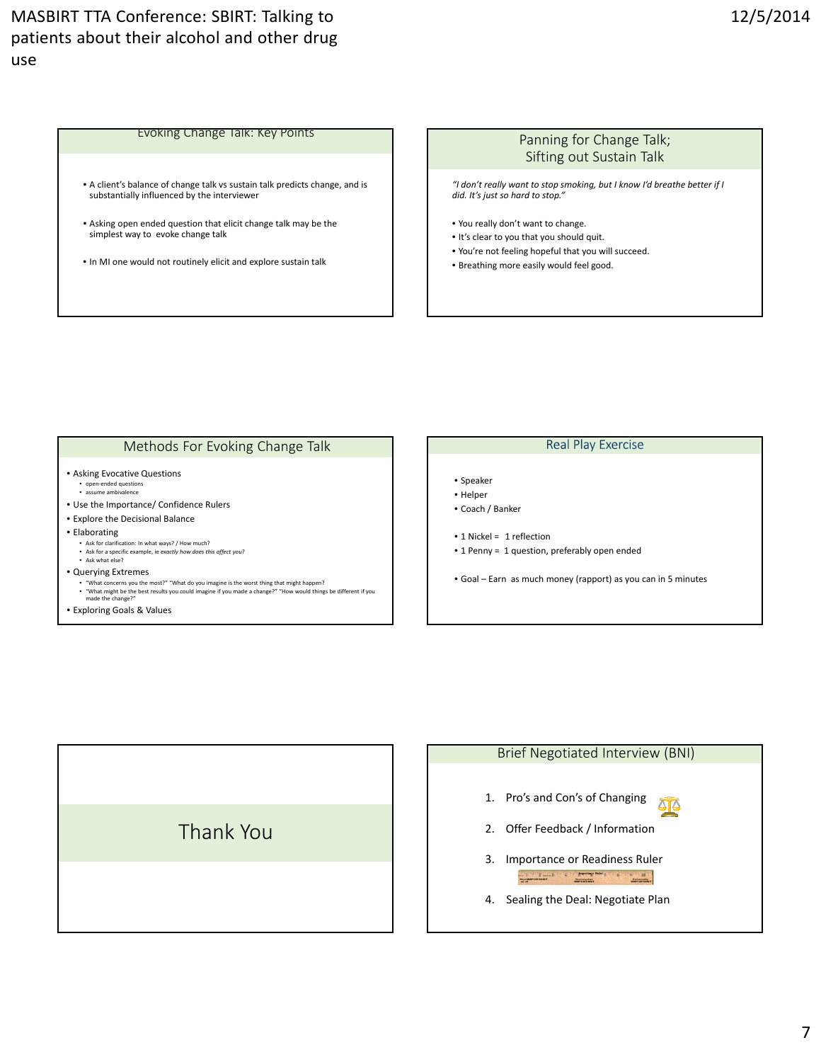## Evoking Change Talk: Key Points

- A client's balance of change talk vs sustain talk predicts change, and is substantially influenced by the interviewer
- Asking open ended question that elicit change talk may be the simplest way to evoke change talk
- In MI one would not routinely elicit and explore sustain talk

## Panning for Change Talk; Sifting out Sustain Talk

*"I don't really want to stop smoking, but I know I'd breathe better if I did. It's just so hard to stop."*

- You really don't want to change.
- It's clear to you that you should quit.
- You're not feeling hopeful that you will succeed.
- Breathing more easily would feel good.

## Methods For Evoking Change Talk

- Asking Evocative Questions
  - open-ended questions
  - assume ambivalence
- Use the Importance/ Confidence Rulers
- Explore the Decisional Balance
- Elaborating
  - Ask for clarification: In what ways? / How much?
  - Ask for a specific example, ie *exactly how does this affect you*?
  - Ask what else?
- Querying Extremes
  - "What concerns you the most?" "What do you imagine is the worst thing that might happen?
  - "What might be the best results you could imagine if you made a change?" "How would things be different if you made the change?"
- Exploring Goals & Values

## Real Play Exercise

- Speaker
- Helper
- Coach / Banker

- 1 Nickel = 1 reflection
- 1 Penny = 1 question, preferably open ended

- Goal – Earn as much money (rapport) as you can in 5 minutes

## Thank You

## Brief Negotiated Interview (BNI)

1. Pro's and Con's of Changing
2. Offer Feedback / Information
3. Importance or Readiness Ruler
4. Sealing the Deal: Negotiate Plan